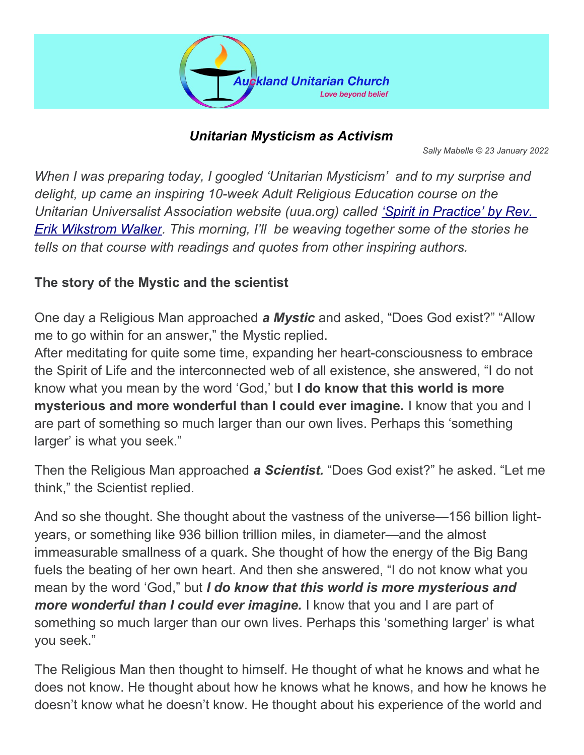Auckland Unitarian Church

*Love beyond belief*

# *Unitarian Mysticism as Activism*

*Sally Mabelle © 23 January 2022*

*When I was preparing today, I googled 'Unitarian Mysticism' and to my surprise and delight, up came an inspiring 10-week Adult Religious Education course on the Unitarian Universalist Association website (uua.org) called [‘Spirit in Practice’ by Rev. Erik Wikstrom Walker](). This morning, I'll be weaving together some of the stories he tells on that course with readings and quotes from other inspiring authors.*

## The story of the Mystic and the scientist

One day a Religious Man approached ***a Mystic*** and asked, "Does God exist?" "Allow me to go within for an answer," the Mystic replied.
After meditating for quite some time, expanding her heart-consciousness to embrace the Spirit of Life and the interconnected web of all existence, she answered, "I do not know what you mean by the word 'God,' but **I do know that this world is more mysterious and more wonderful than I could ever imagine.** I know that you and I are part of something so much larger than our own lives. Perhaps this 'something larger' is what you seek."

Then the Religious Man approached ***a Scientist.*** "Does God exist?" he asked. "Let me think," the Scientist replied.

And so she thought. She thought about the vastness of the universe—156 billion light-years, or something like 936 billion trillion miles, in diameter—and the almost immeasurable smallness of a quark. She thought of how the energy of the Big Bang fuels the beating of her own heart. And then she answered, "I do not know what you mean by the word 'God,'" but ***I do know that this world is more mysterious and more wonderful than I could ever imagine.*** I know that you and I are part of something so much larger than our own lives. Perhaps this 'something larger' is what you seek."

The Religious Man then thought to himself. He thought of what he knows and what he does not know. He thought about how he knows what he knows, and how he knows he doesn't know what he doesn't know. He thought about his experience of the world and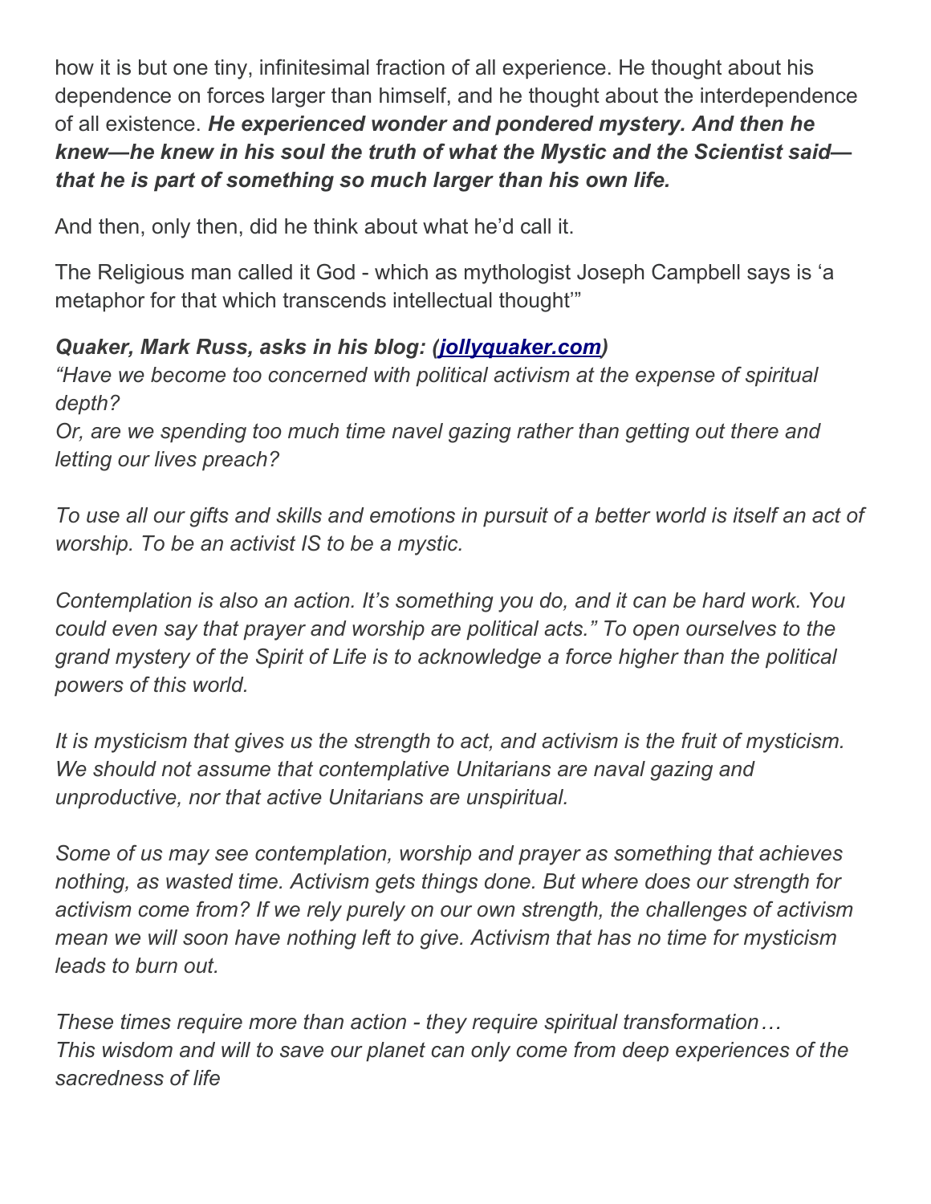how it is but one tiny, infinitesimal fraction of all experience. He thought about his dependence on forces larger than himself, and he thought about the interdependence of all existence. ***He experienced wonder and pondered mystery. And then he knew—he knew in his soul the truth of what the Mystic and the Scientist said—that he is part of something so much larger than his own life.***

And then, only then, did he think about what he'd call it.

The Religious man called it God - which as mythologist Joseph Campbell says is 'a metaphor for that which transcends intellectual thought'"

***Quaker, Mark Russ, asks in his blog: ([jollyquaker.com](jollyquaker.com))***

*"Have we become too concerned with political activism at the expense of spiritual depth?*
*Or, are we spending too much time navel gazing rather than getting out there and letting our lives preach?*

*To use all our gifts and skills and emotions in pursuit of a better world is itself an act of worship. To be an activist IS to be a mystic.*

*Contemplation is also an action. It's something you do, and it can be hard work. You could even say that prayer and worship are political acts." To open ourselves to the grand mystery of the Spirit of Life is to acknowledge a force higher than the political powers of this world.*

*It is mysticism that gives us the strength to act, and activism is the fruit of mysticism. We should not assume that contemplative Unitarians are naval gazing and unproductive, nor that active Unitarians are unspiritual.*

*Some of us may see contemplation, worship and prayer as something that achieves nothing, as wasted time. Activism gets things done. But where does our strength for activism come from? If we rely purely on our own strength, the challenges of activism mean we will soon have nothing left to give. Activism that has no time for mysticism leads to burn out.*

*These times require more than action - they require spiritual transformation…*
*This wisdom and will to save our planet can only come from deep experiences of the sacredness of life*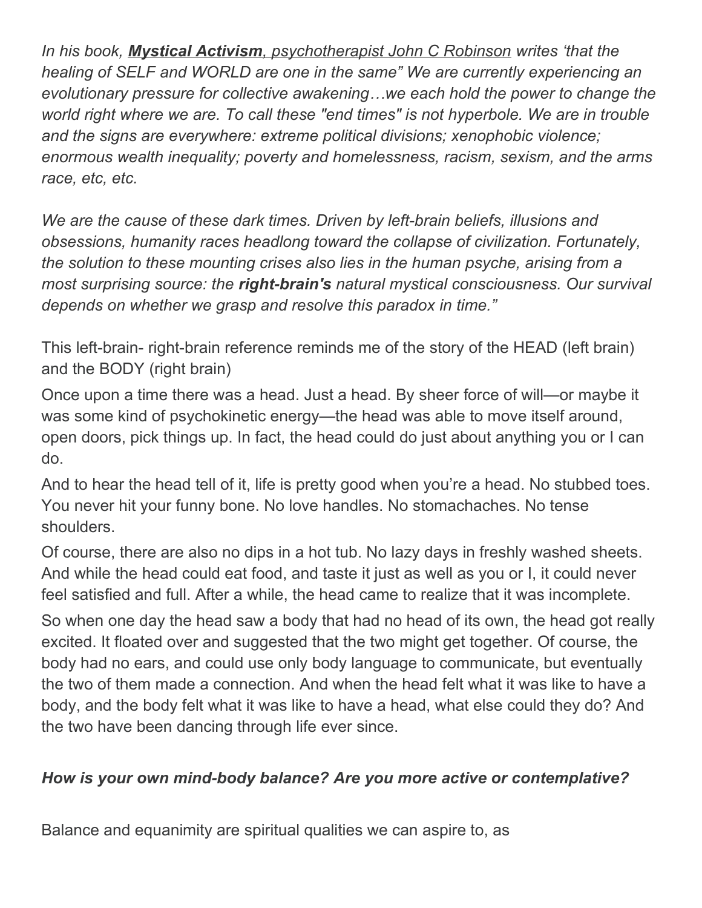*In his book, **Mystical Activism**, psychotherapist John C Robinson writes 'that the healing of SELF and WORLD are one in the same" We are currently experiencing an evolutionary pressure for collective awakening…we each hold the power to change the world right where we are. To call these "end times" is not hyperbole. We are in trouble and the signs are everywhere: extreme political divisions; xenophobic violence; enormous wealth inequality; poverty and homelessness, racism, sexism, and the arms race, etc, etc.*

*We are the cause of these dark times. Driven by left-brain beliefs, illusions and obsessions, humanity races headlong toward the collapse of civilization. Fortunately, the solution to these mounting crises also lies in the human psyche, arising from a most surprising source: the **right-brain's** natural mystical consciousness. Our survival depends on whether we grasp and resolve this paradox in time."*

This left-brain- right-brain reference reminds me of the story of the HEAD (left brain) and the BODY (right brain)

Once upon a time there was a head. Just a head. By sheer force of will—or maybe it was some kind of psychokinetic energy—the head was able to move itself around, open doors, pick things up. In fact, the head could do just about anything you or I can do.

And to hear the head tell of it, life is pretty good when you're a head. No stubbed toes. You never hit your funny bone. No love handles. No stomachaches. No tense shoulders.

Of course, there are also no dips in a hot tub. No lazy days in freshly washed sheets. And while the head could eat food, and taste it just as well as you or I, it could never feel satisfied and full. After a while, the head came to realize that it was incomplete.

So when one day the head saw a body that had no head of its own, the head got really excited. It floated over and suggested that the two might get together. Of course, the body had no ears, and could use only body language to communicate, but eventually the two of them made a connection. And when the head felt what it was like to have a body, and the body felt what it was like to have a head, what else could they do? And the two have been dancing through life ever since.

***How is your own mind-body balance? Are you more active or contemplative?***

Balance and equanimity are spiritual qualities we can aspire to, as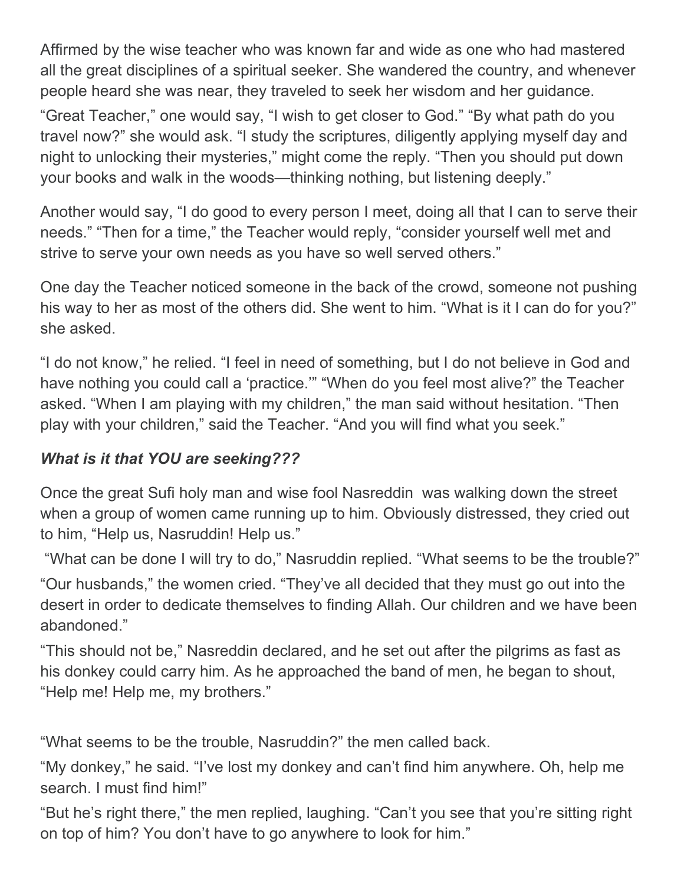Affirmed by the wise teacher who was known far and wide as one who had mastered all the great disciplines of a spiritual seeker. She wandered the country, and whenever people heard she was near, they traveled to seek her wisdom and her guidance.

"Great Teacher," one would say, "I wish to get closer to God." "By what path do you travel now?" she would ask. "I study the scriptures, diligently applying myself day and night to unlocking their mysteries," might come the reply. "Then you should put down your books and walk in the woods—thinking nothing, but listening deeply."

Another would say, "I do good to every person I meet, doing all that I can to serve their needs." "Then for a time," the Teacher would reply, "consider yourself well met and strive to serve your own needs as you have so well served others."

One day the Teacher noticed someone in the back of the crowd, someone not pushing his way to her as most of the others did. She went to him. "What is it I can do for you?" she asked.

"I do not know," he relied. "I feel in need of something, but I do not believe in God and have nothing you could call a 'practice.'" "When do you feel most alive?" the Teacher asked. "When I am playing with my children," the man said without hesitation. "Then play with your children," said the Teacher. "And you will find what you seek."

***What is it that YOU are seeking???***

Once the great Sufi holy man and wise fool Nasreddin was walking down the street when a group of women came running up to him. Obviously distressed, they cried out to him, "Help us, Nasruddin! Help us."

"What can be done I will try to do," Nasruddin replied. "What seems to be the trouble?"

"Our husbands," the women cried. "They've all decided that they must go out into the desert in order to dedicate themselves to finding Allah. Our children and we have been abandoned."

"This should not be," Nasreddin declared, and he set out after the pilgrims as fast as his donkey could carry him. As he approached the band of men, he began to shout, "Help me! Help me, my brothers."

"What seems to be the trouble, Nasruddin?" the men called back.

"My donkey," he said. "I've lost my donkey and can't find him anywhere. Oh, help me search. I must find him!"

"But he's right there," the men replied, laughing. "Can't you see that you're sitting right on top of him? You don't have to go anywhere to look for him."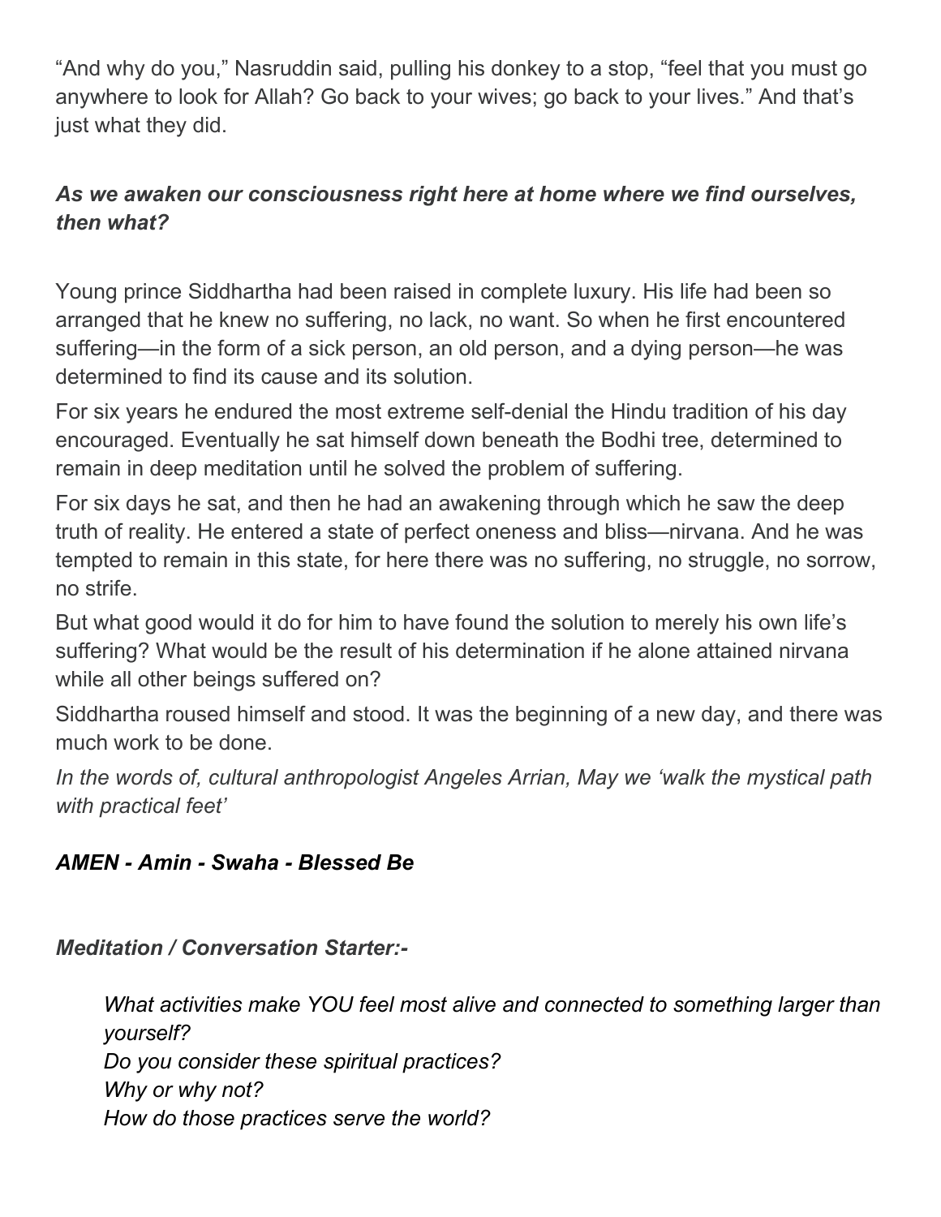"And why do you," Nasruddin said, pulling his donkey to a stop, "feel that you must go anywhere to look for Allah? Go back to your wives; go back to your lives." And that's just what they did.

***As we awaken our consciousness right here at home where we find ourselves, then what?***

Young prince Siddhartha had been raised in complete luxury. His life had been so arranged that he knew no suffering, no lack, no want. So when he first encountered suffering—in the form of a sick person, an old person, and a dying person—he was determined to find its cause and its solution.

For six years he endured the most extreme self-denial the Hindu tradition of his day encouraged. Eventually he sat himself down beneath the Bodhi tree, determined to remain in deep meditation until he solved the problem of suffering.

For six days he sat, and then he had an awakening through which he saw the deep truth of reality. He entered a state of perfect oneness and bliss—nirvana. And he was tempted to remain in this state, for here there was no suffering, no struggle, no sorrow, no strife.

But what good would it do for him to have found the solution to merely his own life's suffering? What would be the result of his determination if he alone attained nirvana while all other beings suffered on?

Siddhartha roused himself and stood. It was the beginning of a new day, and there was much work to be done.

*In the words of, cultural anthropologist Angeles Arrian, May we 'walk the mystical path with practical feet'*

***AMEN - Amin - Swaha - Blessed Be***

***Meditation / Conversation Starter:-***

> *What activities make YOU feel most alive and connected to something larger than yourself?*
> *Do you consider these spiritual practices?*
> *Why or why not?*
> *How do those practices serve the world?*